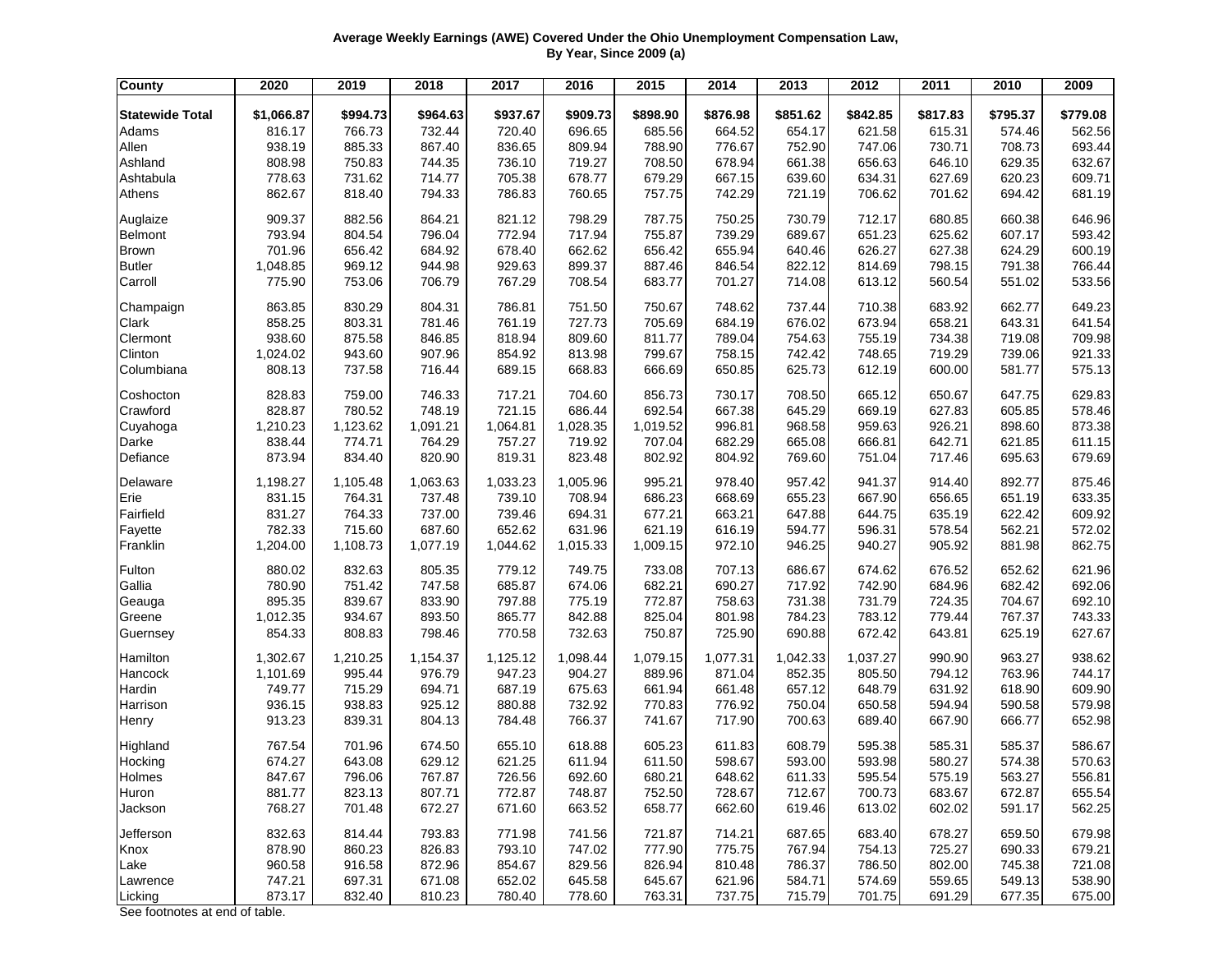**Average Weekly Earnings (AWE) Covered Under the Ohio Unemployment Compensation Law, By Year, Since 2009 (a)**

| County | 2020 | 2019 | 2018 | 2017 | 2016 | 2015 | 2014 | 2013 | 2012 | 2011 | 2010 | 2009 |
|---|---|---|---|---|---|---|---|---|---|---|---|---|
| **Statewide Total** | **$1,066.87** | **$994.73** | **$964.63** | **$937.67** | **$909.73** | **$898.90** | **$876.98** | **$851.62** | **$842.85** | **$817.83** | **$795.37** | **$779.08** |
| Adams | 816.17 | 766.73 | 732.44 | 720.40 | 696.65 | 685.56 | 664.52 | 654.17 | 621.58 | 615.31 | 574.46 | 562.56 |
| Allen | 938.19 | 885.33 | 867.40 | 836.65 | 809.94 | 788.90 | 776.67 | 752.90 | 747.06 | 730.71 | 708.73 | 693.44 |
| Ashland | 808.98 | 750.83 | 744.35 | 736.10 | 719.27 | 708.50 | 678.94 | 661.38 | 656.63 | 646.10 | 629.35 | 632.67 |
| Ashtabula | 778.63 | 731.62 | 714.77 | 705.38 | 678.77 | 679.29 | 667.15 | 639.60 | 634.31 | 627.69 | 620.23 | 609.71 |
| Athens | 862.67 | 818.40 | 794.33 | 786.83 | 760.65 | 757.75 | 742.29 | 721.19 | 706.62 | 701.62 | 694.42 | 681.19 |
| Auglaize | 909.37 | 882.56 | 864.21 | 821.12 | 798.29 | 787.75 | 750.25 | 730.79 | 712.17 | 680.85 | 660.38 | 646.96 |
| Belmont | 793.94 | 804.54 | 796.04 | 772.94 | 717.94 | 755.87 | 739.29 | 689.67 | 651.23 | 625.62 | 607.17 | 593.42 |
| Brown | 701.96 | 656.42 | 684.92 | 678.40 | 662.62 | 656.42 | 655.94 | 640.46 | 626.27 | 627.38 | 624.29 | 600.19 |
| Butler | 1,048.85 | 969.12 | 944.98 | 929.63 | 899.37 | 887.46 | 846.54 | 822.12 | 814.69 | 798.15 | 791.38 | 766.44 |
| Carroll | 775.90 | 753.06 | 706.79 | 767.29 | 708.54 | 683.77 | 701.27 | 714.08 | 613.12 | 560.54 | 551.02 | 533.56 |
| Champaign | 863.85 | 830.29 | 804.31 | 786.81 | 751.50 | 750.67 | 748.62 | 737.44 | 710.38 | 683.92 | 662.77 | 649.23 |
| Clark | 858.25 | 803.31 | 781.46 | 761.19 | 727.73 | 705.69 | 684.19 | 676.02 | 673.94 | 658.21 | 643.31 | 641.54 |
| Clermont | 938.60 | 875.58 | 846.85 | 818.94 | 809.60 | 811.77 | 789.04 | 754.63 | 755.19 | 734.38 | 719.08 | 709.98 |
| Clinton | 1,024.02 | 943.60 | 907.96 | 854.92 | 813.98 | 799.67 | 758.15 | 742.42 | 748.65 | 719.29 | 739.06 | 921.33 |
| Columbiana | 808.13 | 737.58 | 716.44 | 689.15 | 668.83 | 666.69 | 650.85 | 625.73 | 612.19 | 600.00 | 581.77 | 575.13 |
| Coshocton | 828.83 | 759.00 | 746.33 | 717.21 | 704.60 | 856.73 | 730.17 | 708.50 | 665.12 | 650.67 | 647.75 | 629.83 |
| Crawford | 828.87 | 780.52 | 748.19 | 721.15 | 686.44 | 692.54 | 667.38 | 645.29 | 669.19 | 627.83 | 605.85 | 578.46 |
| Cuyahoga | 1,210.23 | 1,123.62 | 1,091.21 | 1,064.81 | 1,028.35 | 1,019.52 | 996.81 | 968.58 | 959.63 | 926.21 | 898.60 | 873.38 |
| Darke | 838.44 | 774.71 | 764.29 | 757.27 | 719.92 | 707.04 | 682.29 | 665.08 | 666.81 | 642.71 | 621.85 | 611.15 |
| Defiance | 873.94 | 834.40 | 820.90 | 819.31 | 823.48 | 802.92 | 804.92 | 769.60 | 751.04 | 717.46 | 695.63 | 679.69 |
| Delaware | 1,198.27 | 1,105.48 | 1,063.63 | 1,033.23 | 1,005.96 | 995.21 | 978.40 | 957.42 | 941.37 | 914.40 | 892.77 | 875.46 |
| Erie | 831.15 | 764.31 | 737.48 | 739.10 | 708.94 | 686.23 | 668.69 | 655.23 | 667.90 | 656.65 | 651.19 | 633.35 |
| Fairfield | 831.27 | 764.33 | 737.00 | 739.46 | 694.31 | 677.21 | 663.21 | 647.88 | 644.75 | 635.19 | 622.42 | 609.92 |
| Fayette | 782.33 | 715.60 | 687.60 | 652.62 | 631.96 | 621.19 | 616.19 | 594.77 | 596.31 | 578.54 | 562.21 | 572.02 |
| Franklin | 1,204.00 | 1,108.73 | 1,077.19 | 1,044.62 | 1,015.33 | 1,009.15 | 972.10 | 946.25 | 940.27 | 905.92 | 881.98 | 862.75 |
| Fulton | 880.02 | 832.63 | 805.35 | 779.12 | 749.75 | 733.08 | 707.13 | 686.67 | 674.62 | 676.52 | 652.62 | 621.96 |
| Gallia | 780.90 | 751.42 | 747.58 | 685.87 | 674.06 | 682.21 | 690.27 | 717.92 | 742.90 | 684.96 | 682.42 | 692.06 |
| Geauga | 895.35 | 839.67 | 833.90 | 797.88 | 775.19 | 772.87 | 758.63 | 731.38 | 731.79 | 724.35 | 704.67 | 692.10 |
| Greene | 1,012.35 | 934.67 | 893.50 | 865.77 | 842.88 | 825.04 | 801.98 | 784.23 | 783.12 | 779.44 | 767.37 | 743.33 |
| Guernsey | 854.33 | 808.83 | 798.46 | 770.58 | 732.63 | 750.87 | 725.90 | 690.88 | 672.42 | 643.81 | 625.19 | 627.67 |
| Hamilton | 1,302.67 | 1,210.25 | 1,154.37 | 1,125.12 | 1,098.44 | 1,079.15 | 1,077.31 | 1,042.33 | 1,037.27 | 990.90 | 963.27 | 938.62 |
| Hancock | 1,101.69 | 995.44 | 976.79 | 947.23 | 904.27 | 889.96 | 871.04 | 852.35 | 805.50 | 794.12 | 763.96 | 744.17 |
| Hardin | 749.77 | 715.29 | 694.71 | 687.19 | 675.63 | 661.94 | 661.48 | 657.12 | 648.79 | 631.92 | 618.90 | 609.90 |
| Harrison | 936.15 | 938.83 | 925.12 | 880.88 | 732.92 | 770.83 | 776.92 | 750.04 | 650.58 | 594.94 | 590.58 | 579.98 |
| Henry | 913.23 | 839.31 | 804.13 | 784.48 | 766.37 | 741.67 | 717.90 | 700.63 | 689.40 | 667.90 | 666.77 | 652.98 |
| Highland | 767.54 | 701.96 | 674.50 | 655.10 | 618.88 | 605.23 | 611.83 | 608.79 | 595.38 | 585.31 | 585.37 | 586.67 |
| Hocking | 674.27 | 643.08 | 629.12 | 621.25 | 611.94 | 611.50 | 598.67 | 593.00 | 593.98 | 580.27 | 574.38 | 570.63 |
| Holmes | 847.67 | 796.06 | 767.87 | 726.56 | 692.60 | 680.21 | 648.62 | 611.33 | 595.54 | 575.19 | 563.27 | 556.81 |
| Huron | 881.77 | 823.13 | 807.71 | 772.87 | 748.87 | 752.50 | 728.67 | 712.67 | 700.73 | 683.67 | 672.87 | 655.54 |
| Jackson | 768.27 | 701.48 | 672.27 | 671.60 | 663.52 | 658.77 | 662.60 | 619.46 | 613.02 | 602.02 | 591.17 | 562.25 |
| Jefferson | 832.63 | 814.44 | 793.83 | 771.98 | 741.56 | 721.87 | 714.21 | 687.65 | 683.40 | 678.27 | 659.50 | 679.98 |
| Knox | 878.90 | 860.23 | 826.83 | 793.10 | 747.02 | 777.90 | 775.75 | 767.94 | 754.13 | 725.27 | 690.33 | 679.21 |
| Lake | 960.58 | 916.58 | 872.96 | 854.67 | 829.56 | 826.94 | 810.48 | 786.37 | 786.50 | 802.00 | 745.38 | 721.08 |
| Lawrence | 747.21 | 697.31 | 671.08 | 652.02 | 645.58 | 645.67 | 621.96 | 584.71 | 574.69 | 559.65 | 549.13 | 538.90 |
| Licking | 873.17 | 832.40 | 810.23 | 780.40 | 778.60 | 763.31 | 737.75 | 715.79 | 701.75 | 691.29 | 677.35 | 675.00 |

See footnotes at end of table.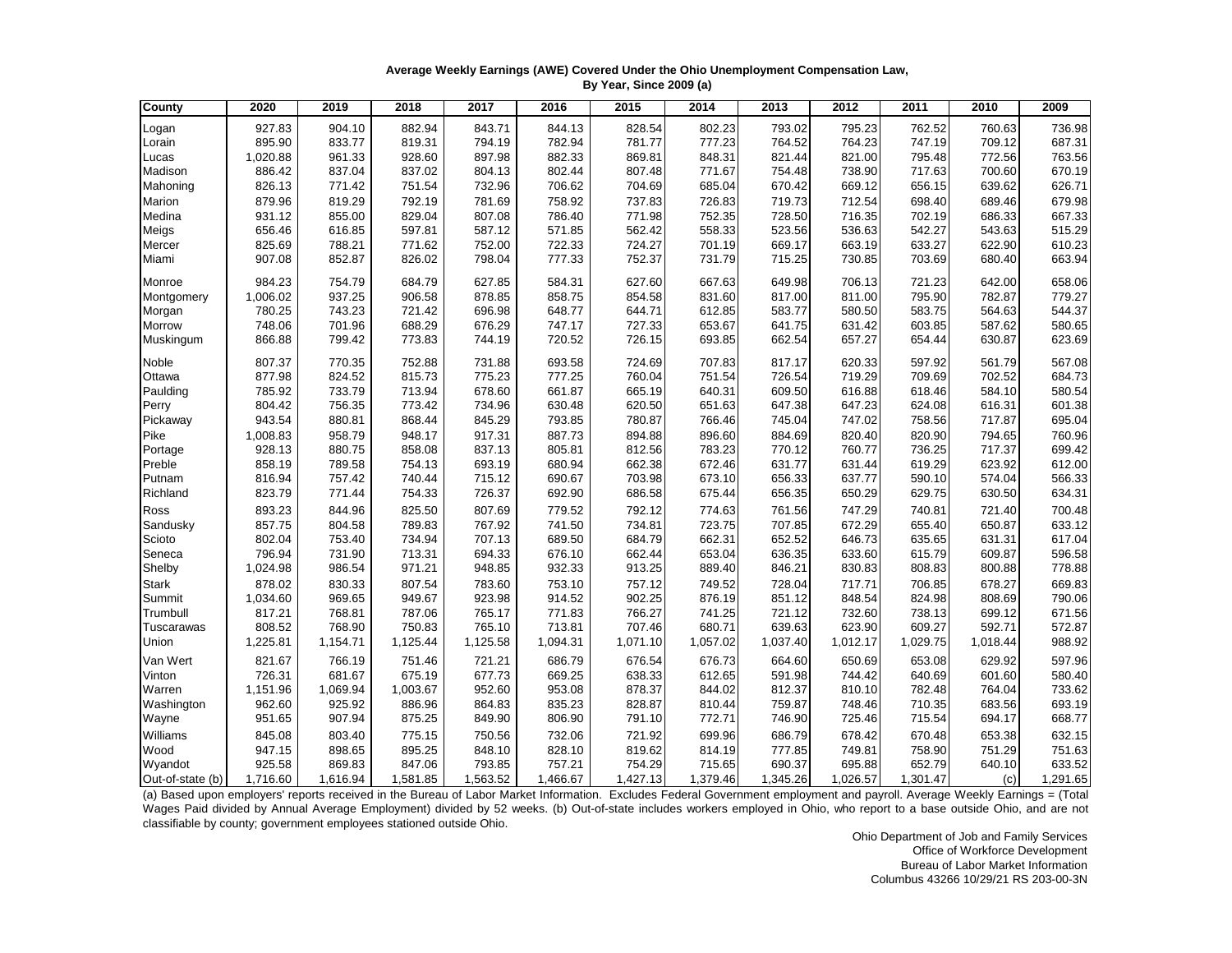**Average Weekly Earnings (AWE) Covered Under the Ohio Unemployment Compensation Law, By Year, Since 2009 (a)**

| County | 2020 | 2019 | 2018 | 2017 | 2016 | 2015 | 2014 | 2013 | 2012 | 2011 | 2010 | 2009 |
|---|---|---|---|---|---|---|---|---|---|---|---|---|
| Logan | 927.83 | 904.10 | 882.94 | 843.71 | 844.13 | 828.54 | 802.23 | 793.02 | 795.23 | 762.52 | 760.63 | 736.98 |
| Lorain | 895.90 | 833.77 | 819.31 | 794.19 | 782.94 | 781.77 | 777.23 | 764.52 | 764.23 | 747.19 | 709.12 | 687.31 |
| Lucas | 1,020.88 | 961.33 | 928.60 | 897.98 | 882.33 | 869.81 | 848.31 | 821.44 | 821.00 | 795.48 | 772.56 | 763.56 |
| Madison | 886.42 | 837.04 | 837.02 | 804.13 | 802.44 | 807.48 | 771.67 | 754.48 | 738.90 | 717.63 | 700.60 | 670.19 |
| Mahoning | 826.13 | 771.42 | 751.54 | 732.96 | 706.62 | 704.69 | 685.04 | 670.42 | 669.12 | 656.15 | 639.62 | 626.71 |
| Marion | 879.96 | 819.29 | 792.19 | 781.69 | 758.92 | 737.83 | 726.83 | 719.73 | 712.54 | 698.40 | 689.46 | 679.98 |
| Medina | 931.12 | 855.00 | 829.04 | 807.08 | 786.40 | 771.98 | 752.35 | 728.50 | 716.35 | 702.19 | 686.33 | 667.33 |
| Meigs | 656.46 | 616.85 | 597.81 | 587.12 | 571.85 | 562.42 | 558.33 | 523.56 | 536.63 | 542.27 | 543.63 | 515.29 |
| Mercer | 825.69 | 788.21 | 771.62 | 752.00 | 722.33 | 724.27 | 701.19 | 669.17 | 663.19 | 633.27 | 622.90 | 610.23 |
| Miami | 907.08 | 852.87 | 826.02 | 798.04 | 777.33 | 752.37 | 731.79 | 715.25 | 730.85 | 703.69 | 680.40 | 663.94 |
| Monroe | 984.23 | 754.79 | 684.79 | 627.85 | 584.31 | 627.60 | 667.63 | 649.98 | 706.13 | 721.23 | 642.00 | 658.06 |
| Montgomery | 1,006.02 | 937.25 | 906.58 | 878.85 | 858.75 | 854.58 | 831.60 | 817.00 | 811.00 | 795.90 | 782.87 | 779.27 |
| Morgan | 780.25 | 743.23 | 721.42 | 696.98 | 648.77 | 644.71 | 612.85 | 583.77 | 580.50 | 583.75 | 564.63 | 544.37 |
| Morrow | 748.06 | 701.96 | 688.29 | 676.29 | 747.17 | 727.33 | 653.67 | 641.75 | 631.42 | 603.85 | 587.62 | 580.65 |
| Muskingum | 866.88 | 799.42 | 773.83 | 744.19 | 720.52 | 726.15 | 693.85 | 662.54 | 657.27 | 654.44 | 630.87 | 623.69 |
| Noble | 807.37 | 770.35 | 752.88 | 731.88 | 693.58 | 724.69 | 707.83 | 817.17 | 620.33 | 597.92 | 561.79 | 567.08 |
| Ottawa | 877.98 | 824.52 | 815.73 | 775.23 | 777.25 | 760.04 | 751.54 | 726.54 | 719.29 | 709.69 | 702.52 | 684.73 |
| Paulding | 785.92 | 733.79 | 713.94 | 678.60 | 661.87 | 665.19 | 640.31 | 609.50 | 616.88 | 618.46 | 584.10 | 580.54 |
| Perry | 804.42 | 756.35 | 773.42 | 734.96 | 630.48 | 620.50 | 651.63 | 647.38 | 647.23 | 624.08 | 616.31 | 601.38 |
| Pickaway | 943.54 | 880.81 | 868.44 | 845.29 | 793.85 | 780.87 | 766.46 | 745.04 | 747.02 | 758.56 | 717.87 | 695.04 |
| Pike | 1,008.83 | 958.79 | 948.17 | 917.31 | 887.73 | 894.88 | 896.60 | 884.69 | 820.40 | 820.90 | 794.65 | 760.96 |
| Portage | 928.13 | 880.75 | 858.08 | 837.13 | 805.81 | 812.56 | 783.23 | 770.12 | 760.77 | 736.25 | 717.37 | 699.42 |
| Preble | 858.19 | 789.58 | 754.13 | 693.19 | 680.94 | 662.38 | 672.46 | 631.77 | 631.44 | 619.29 | 623.92 | 612.00 |
| Putnam | 816.94 | 757.42 | 740.44 | 715.12 | 690.67 | 703.98 | 673.10 | 656.33 | 637.77 | 590.10 | 574.04 | 566.33 |
| Richland | 823.79 | 771.44 | 754.33 | 726.37 | 692.90 | 686.58 | 675.44 | 656.35 | 650.29 | 629.75 | 630.50 | 634.31 |
| Ross | 893.23 | 844.96 | 825.50 | 807.69 | 779.52 | 792.12 | 774.63 | 761.56 | 747.29 | 740.81 | 721.40 | 700.48 |
| Sandusky | 857.75 | 804.58 | 789.83 | 767.92 | 741.50 | 734.81 | 723.75 | 707.85 | 672.29 | 655.40 | 650.87 | 633.12 |
| Scioto | 802.04 | 753.40 | 734.94 | 707.13 | 689.50 | 684.79 | 662.31 | 652.52 | 646.73 | 635.65 | 631.31 | 617.04 |
| Seneca | 796.94 | 731.90 | 713.31 | 694.33 | 676.10 | 662.44 | 653.04 | 636.35 | 633.60 | 615.79 | 609.87 | 596.58 |
| Shelby | 1,024.98 | 986.54 | 971.21 | 948.85 | 932.33 | 913.25 | 889.40 | 846.21 | 830.83 | 808.83 | 800.88 | 778.88 |
| Stark | 878.02 | 830.33 | 807.54 | 783.60 | 753.10 | 757.12 | 749.52 | 728.04 | 717.71 | 706.85 | 678.27 | 669.83 |
| Summit | 1,034.60 | 969.65 | 949.67 | 923.98 | 914.52 | 902.25 | 876.19 | 851.12 | 848.54 | 824.98 | 808.69 | 790.06 |
| Trumbull | 817.21 | 768.81 | 787.06 | 765.17 | 771.83 | 766.27 | 741.25 | 721.12 | 732.60 | 738.13 | 699.12 | 671.56 |
| Tuscarawas | 808.52 | 768.90 | 750.83 | 765.10 | 713.81 | 707.46 | 680.71 | 639.63 | 623.90 | 609.27 | 592.71 | 572.87 |
| Union | 1,225.81 | 1,154.71 | 1,125.44 | 1,125.58 | 1,094.31 | 1,071.10 | 1,057.02 | 1,037.40 | 1,012.17 | 1,029.75 | 1,018.44 | 988.92 |
| Van Wert | 821.67 | 766.19 | 751.46 | 721.21 | 686.79 | 676.54 | 676.73 | 664.60 | 650.69 | 653.08 | 629.92 | 597.96 |
| Vinton | 726.31 | 681.67 | 675.19 | 677.73 | 669.25 | 638.33 | 612.65 | 591.98 | 744.42 | 640.69 | 601.60 | 580.40 |
| Warren | 1,151.96 | 1,069.94 | 1,003.67 | 952.60 | 953.08 | 878.37 | 844.02 | 812.37 | 810.10 | 782.48 | 764.04 | 733.62 |
| Washington | 962.60 | 925.92 | 886.96 | 864.83 | 835.23 | 828.87 | 810.44 | 759.87 | 748.46 | 710.35 | 683.56 | 693.19 |
| Wayne | 951.65 | 907.94 | 875.25 | 849.90 | 806.90 | 791.10 | 772.71 | 746.90 | 725.46 | 715.54 | 694.17 | 668.77 |
| Williams | 845.08 | 803.40 | 775.15 | 750.56 | 732.06 | 721.92 | 699.96 | 686.79 | 678.42 | 670.48 | 653.38 | 632.15 |
| Wood | 947.15 | 898.65 | 895.25 | 848.10 | 828.10 | 819.62 | 814.19 | 777.85 | 749.81 | 758.90 | 751.29 | 751.63 |
| Wyandot | 925.58 | 869.83 | 847.06 | 793.85 | 757.21 | 754.29 | 715.65 | 690.37 | 695.88 | 652.79 | 640.10 | 633.52 |
| Out-of-state (b) | 1,716.60 | 1,616.94 | 1,581.85 | 1,563.52 | 1,466.67 | 1,427.13 | 1,379.46 | 1,345.26 | 1,026.57 | 1,301.47 | (c) | 1,291.65 |

(a) Based upon employers' reports received in the Bureau of Labor Market Information. Excludes Federal Government employment and payroll. Average Weekly Earnings = (Total Wages Paid divided by Annual Average Employment) divided by 52 weeks. (b) Out-of-state includes workers employed in Ohio, who report to a base outside Ohio, and are not classifiable by county; government employees stationed outside Ohio.

Ohio Department of Job and Family Services
Office of Workforce Development
Bureau of Labor Market Information
Columbus 43266 10/29/21 RS 203-00-3N